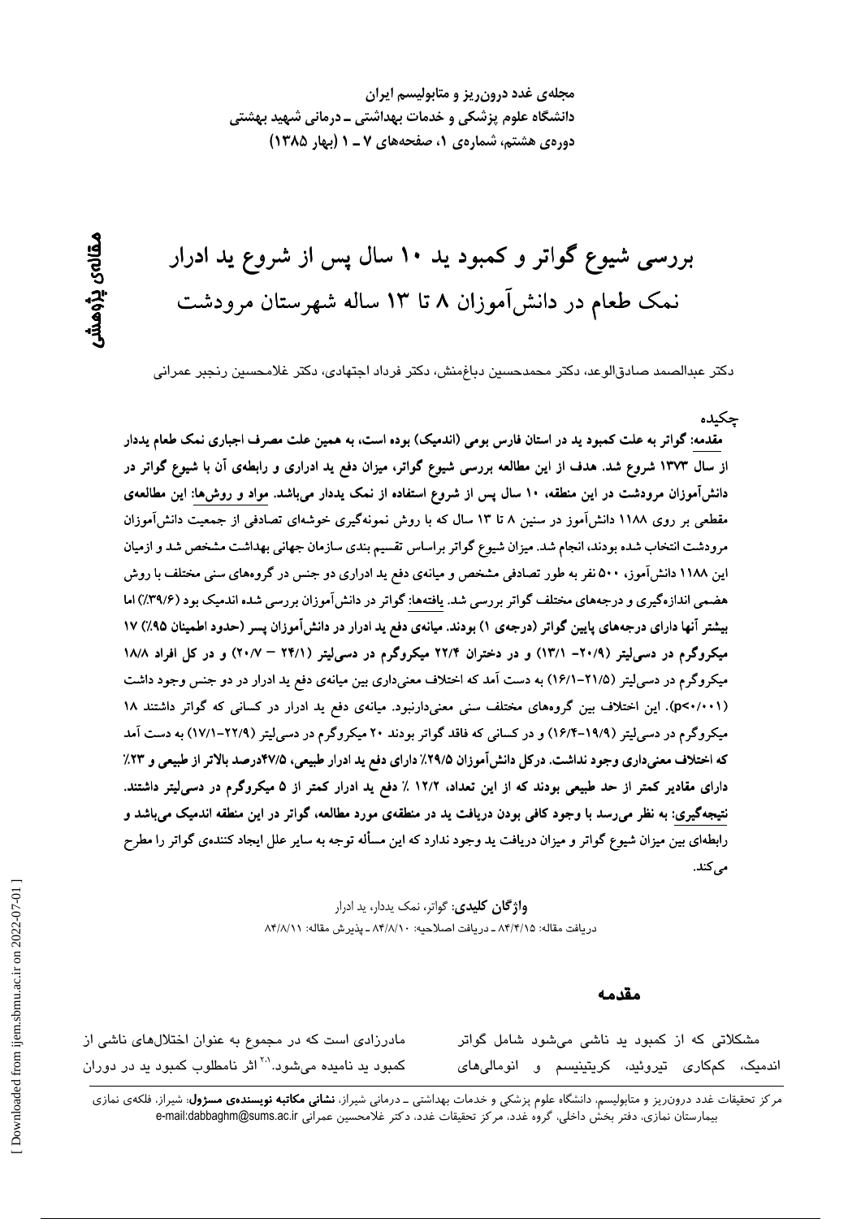مجله‌ی غدد درون‌ریز و متابولیسم ایران
دانشگاه علوم پزشکی و خدمات بهداشتی ـ درمانی شهید بهشتی
دوره‌ی هشتم، شماره‌ی ۱، صفحه‌های ۷ ـ ۱ (بهار ۱۳۸۵)

**مقاله‌ی پژوهشی**

# بررسی شیوع گواتر و کمبود ید ۱۰ سال پس از شروع ید ادرار نمک طعام در دانش‌آموزان ۸ تا ۱۳ ساله شهرستان مرودشت

دکتر عبدالصمد صادق‌الوعد، دکتر محمدحسین دباغ‌منش، دکتر فرداد اجتهادی، دکتر غلامحسین رنجبر عمرانی

## چکیده

**مقدمه: گواتر به علت کمبود ید در استان فارس بومی (اندمیک) بوده است، به همین علت مصرف اجباری نمک طعام یددار از سال ۱۳۷۳ شروع شد. هدف از این مطالعه بررسی شیوع گواتر، میزان دفع ید ادراری و رابطه‌ی آن با شیوع گواتر در دانش‌آموزان مرودشت در این منطقه، ۱۰ سال پس از شروع استفاده از نمک یددار می‌باشد. مواد و روش‌ها: این مطالعه‌ی مقطعی بر روی ۱۱۸۸ دانش‌آموز در سنین ۸ تا ۱۳ سال که با روش نمونه‌گیری خوشه‌ای تصادفی از جمعیت دانش‌آموزان مرودشت انتخاب شده بودند، انجام شد. میزان شیوع گواتر براساس تقسیم بندی سازمان جهانی بهداشت مشخص شد و ازمیان این ۱۱۸۸ دانش‌آموز، ۵۰۰ نفر به طور تصادفی مشخص و میانه‌ی دفع ید ادراری دو جنس در گروه‌های سنی مختلف با روش هضمی اندازه‌گیری و درجه‌های مختلف گواتر بررسی شد. یافته‌ها: گواتر در دانش‌آموزان بررسی شده اندمیک بود (۳۹/۶٪) اما بیشتر آنها دارای درجه‌های پایین گواتر (درجه‌ی ۱) بودند. میانه‌ی دفع ید ادرار در دانش‌آموزان پسر (حدود اطمینان ۹۵٪) ۱۷ میکروگرم در دسی‌لیتر (۲۰/۹ – ۱۳/۱) و در دختران ۲۲/۴ میکروگرم در دسی‌لیتر (۲۴/۱ – ۲۰/۷) و در کل افراد ۱۸/۸ میکروگرم در دسی‌لیتر (۲۱/۵–۱۶/۱) به دست آمد که اختلاف معنی‌داری بین میانه‌ی دفع ید ادرار در دو جنس وجود داشت ($p<0/001$). این اختلاف بین گروه‌های مختلف سنی معنی‌دارنبود. میانه‌ی دفع ید ادرار در کسانی که گواتر داشتند ۱۸ میکروگرم در دسی‌لیتر (۱۹/۹–۱۶/۴) و در کسانی که فاقد گواتر بودند ۲۰ میکروگرم در دسی‌لیتر (۲۲/۹–۱۷/۱) به دست آمد که اختلاف معنی‌داری وجود نداشت. درکل دانش‌آموزان ۲۹/۵٪ دارای دفع ید ادرار طبیعی، ۴۷/۵درصد بالاتر از طبیعی و ۲۳٪ دارای مقادیر کمتر از حد طبیعی بودند که از این تعداد، ۱۲/۲ ٪ دفع ید ادرار کمتر از ۵ میکروگرم در دسی‌لیتر داشتند. نتیجه‌گیری: به نظر می‌رسد با وجود کافی بودن دریافت ید در منطقه‌ی مورد مطالعه، گواتر در این منطقه اندمیک می‌باشد و رابطه‌ای بین میزان شیوع گواتر و میزان دریافت ید وجود ندارد که این مسأله توجه به سایر علل ایجاد کننده‌ی گواتر را مطرح می‌کند.**

**واژگان کلیدی:** گواتر، نمک یددار، ید ادرار

دریافت مقاله: ۸۴/۴/۱۵ ـ دریافت اصلاحیه: ۸۴/۸/۱۰ ـ پذیرش مقاله: ۸۴/۸/۱۱

## مقدمه

مشکلاتی که از کمبود ید ناشی می‌شود شامل گواتر اندمیک، کم‌کاری تیروئید، کریتینیسم و انومالی‌های مادرزادی است که در مجموع به عنوان اختلال‌های ناشی از کمبود ید نامیده می‌شود.[۱،۲] اثر نامطلوب کمبود ید در دوران

مرکز تحقیقات غدد درون‌ریز و متابولیسم، دانشگاه علوم پزشکی و خدمات بهداشتی ـ درمانی شیراز، **نشانی مکاتبه نویسنده‌ی مسؤول**: شیراز، فلکه‌ی نمازی بیمارستان نمازی، دفتر بخش داخلی، گروه غدد، مرکز تحقیقات غدد، دکتر غلامحسین رنجبر عمرانی e-mail:dabbaghm@sums.ac.ir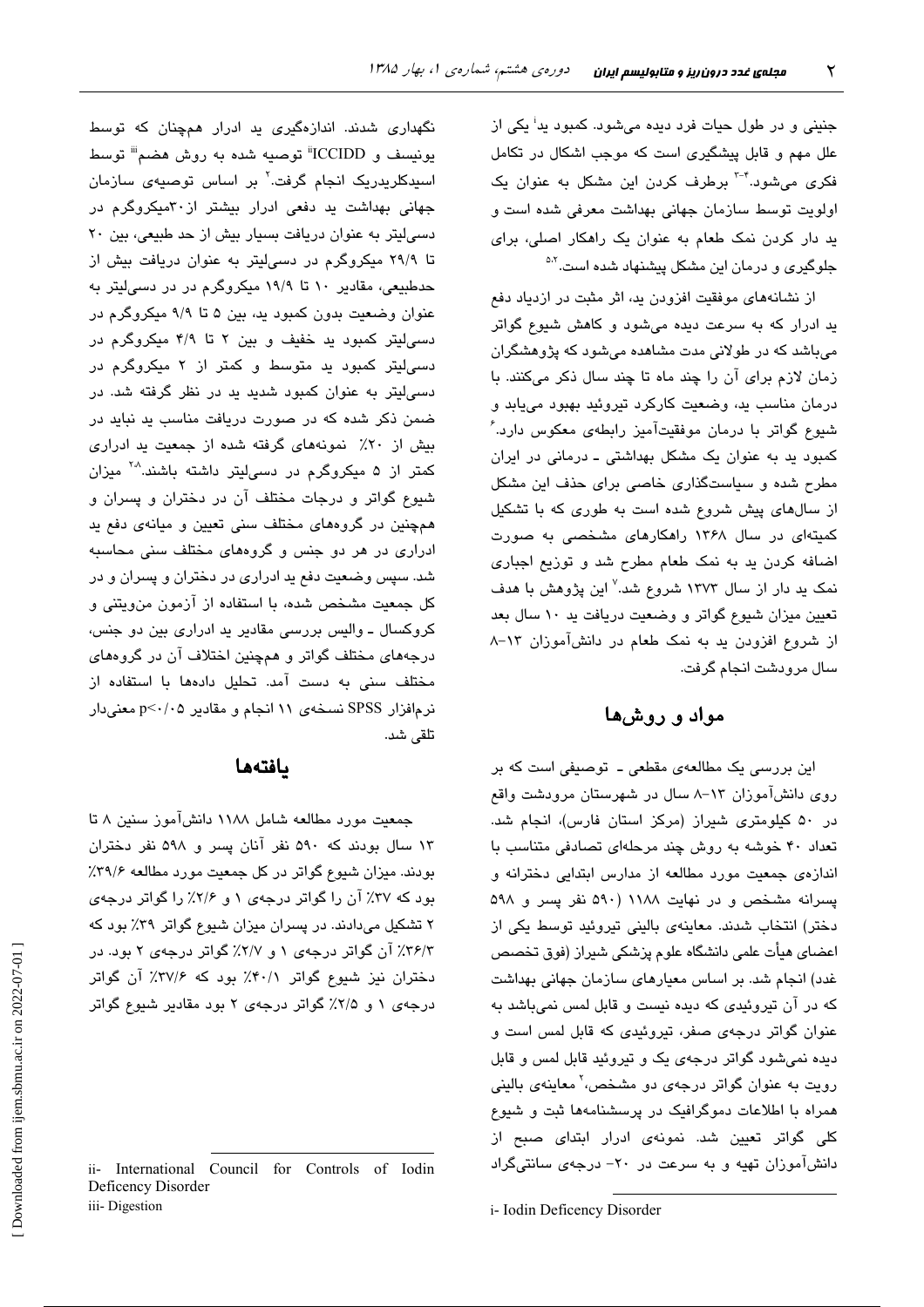جنینی و در طول حیات فرد دیده می‌شود. کمبود ید[i] یکی از علل مهم و قابل پیشگیری است که موجب اشکال در تکامل فکری می‌شود.[4-3] برطرف کردن این مشکل به عنوان یک اولویت توسط سازمان جهانی بهداشت معرفی شده است و ید دار کردن نمک طعام به عنوان یک راهکار اصلی، برای جلوگیری و درمان این مشکل پیشنهاد شده است.[5،2]

از نشانه‌های موفقیت افزودن ید، اثر مثبت در ازدیاد دفع ید ادرار که به سرعت دیده می‌شود و کاهش شیوع گواتر می‌باشد که در طولانی مدت مشاهده می‌شود که پژوهشگران زمان لازم برای آن را چند ماه تا چند سال ذکر می‌کنند. با درمان مناسب ید، وضعیت کارکرد تیروئید بهبود می‌یابد و شیوع گواتر با درمان موفقیت‌آمیز رابطه‌ی معکوس دارد.[6] کمبود ید به عنوان یک مشکل بهداشتی ـ درمانی در ایران مطرح شده و سیاست‌گذاری خاصی برای حذف این مشکل از سال‌های پیش شروع شده است به طوری که با تشکیل کمیته‌ای در سال ۱۳۶۸ راهکارهای مشخصی به صورت اضافه کردن ید به نمک طعام مطرح شد و توزیع اجباری نمک ید دار از سال ۱۳۷۳ شروع شد.[7] این پژوهش با هدف تعیین میزان شیوع گواتر و وضعیت دریافت ید ۱۰ سال بعد از شروع افزودن ید به نمک طعام در دانش‌آموزان ۱۳-۸ سال مرودشت انجام گرفت.

## مواد و روش‌ها

این بررسی یک مطالعه‌ی مقطعی ـ توصیفی است که بر روی دانش‌آموزان ۱۳-۸ سال در شهرستان مرودشت واقع در ۵۰ کیلومتری شیراز (مرکز استان فارس)، انجام شد. تعداد ۴۰ خوشه به روش چند مرحله‌ای تصادفی متناسب با اندازه‌ی جمعیت مورد مطالعه از مدارس ابتدایی دخترانه و پسرانه مشخص و در نهایت ۱۱۸۸ (۵۹۰ نفر پسر و ۵۹۸ دختر) انتخاب شدند. معاینه‌ی بالینی تیروئید توسط یکی از اعضای هیأت علمی دانشگاه علوم پزشکی شیراز (فوق تخصص غدد) انجام شد. بر اساس معیارهای سازمان جهانی بهداشت که در آن تیروئیدی که دیده نیست و قابل لمس نمی‌باشد به عنوان گواتر درجه‌ی صفر، تیروئیدی که قابل لمس است و دیده نمی‌شود گواتر درجه‌ی یک و تیروئید قابل لمس و قابل رویت به عنوان گواتر درجه‌ی دو مشخص،[2] معاینه‌ی بالینی همراه با اطلاعات دموگرافیک در پرسشنامه‌ها ثبت و شیوع کلی گواتر تعیین شد. نمونه‌ی ادرار ابتدای صبح از دانش‌آموزان تهیه و به سرعت در ۲۰- درجه‌ی سانتی‌گراد نگهداری شدند. اندازه‌گیری ید ادرار همچنان که توسط یونیسف و ICCIDD[ii] توصیه شده به روش هضم[iii] توسط اسیدکلریدریک انجام گرفت.[2] بر اساس توصیه‌ی سازمان جهانی بهداشت ید دفعی ادرار بیشتر از۳۰میکروگرم در دسی‌لیتر به عنوان دریافت بسیار بیش از حد طبیعی، بین ۲۰ تا ۲۹/۹ میکروگرم در دسی‌لیتر به عنوان دریافت بیش از حدطبیعی، مقادیر ۱۰ تا ۱۹/۹ میکروگرم در در دسی‌لیتر به عنوان وضعیت بدون کمبود ید، بین ۵ تا ۹/۹ میکروگرم در دسی‌لیتر کمبود ید خفیف و بین ۲ تا ۴/۹ میکروگرم در دسی‌لیتر کمبود ید متوسط و کمتر از ۲ میکروگرم در دسی‌لیتر به عنوان کمبود شدید ید در نظر گرفته شد. در ضمن ذکر شده که در صورت دریافت مناسب ید نباید در بیش از ۲۰٪ نمونه‌های گرفته شده از جمعیت ید ادراری کمتر از ۵ میکروگرم در دسی‌لیتر داشته باشند.[8،2] میزان شیوع گواتر و درجات مختلف آن در دختران و پسران و همچنین در گروه‌های مختلف سنی تعیین و میانه‌ی دفع ید ادراری در هر دو جنس و گروه‌های مختلف سنی محاسبه شد. سپس وضعیت دفع ید ادراری در دختران و پسران و در کل جمعیت مشخص شده، با استفاده از آزمون من‌ویتنی و کروکسال ـ والیس بررسی مقادیر ید ادراری بین دو جنس، درجه‌های مختلف گواتر و همچنین اختلاف آن در گروه‌های مختلف سنی به دست آمد. تحلیل داده‌ها با استفاده از نرم‌افزار SPSS نسخه‌ی ۱۱ انجام و مقادیر $p<0.05$ معنی‌دار تلقی شد.

## یافته‌ها

جمعیت مورد مطالعه شامل ۱۱۸۸ دانش‌آموز سنین ۸ تا ۱۳ سال بودند که ۵۹۰ نفر آنان پسر و ۵۹۸ نفر دختران بودند. میزان شیوع گواتر در کل جمعیت مورد مطالعه ۳۹/۶٪ بود که ۳۷٪ آن را گواتر درجه‌ی ۱ و ۲/۶٪ را گواتر درجه‌ی ۲ تشکیل می‌دادند. در پسران میزان شیوع گواتر ۳۹٪ بود که ۳۶/۳٪ آن گواتر درجه‌ی ۱ و ۲/۷٪ گواتر درجه‌ی ۲ بود. در دختران نیز شیوع گواتر ۴۰/۱٪ بود که ۳۷/۶٪ آن گواتر درجه‌ی ۱ و ۲/۵٪ گواتر درجه‌ی ۲ بود مقادیر شیوع گواتر

---

i- Iodin Deficency Disorder

ii- International Council for Controls of Iodin Deficency Disorder

iii- Digestion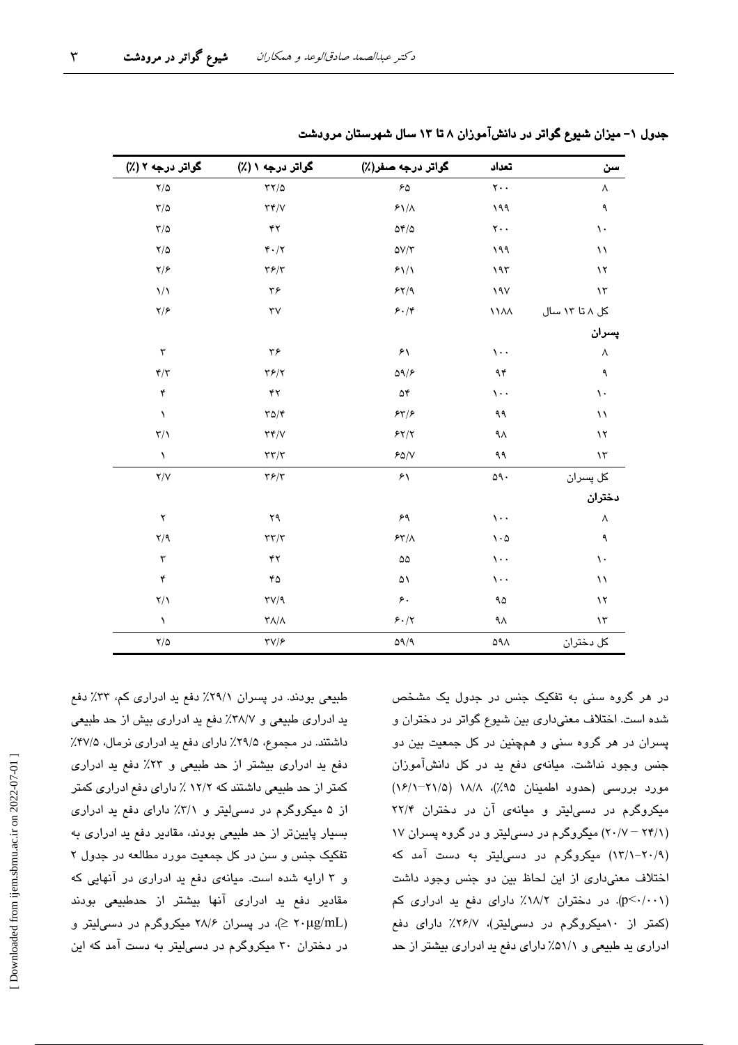**جدول ۱- میزان شیوع گواتر در دانش‌آموزان ۸ تا ۱۳ سال شهرستان مرودشت**

| سن | تعداد | گواتر درجه صفر(٪) | گواتر درجه ۱ (٪) | گواتر درجه ۲ (٪) |
|---|---|---|---|---|
| ۸ | ۲۰۰ | ۶۵ | ۳۲/۵ | ۲/۵ |
| ۹ | ۱۹۹ | ۶۱/۸ | ۳۴/۷ | ۳/۵ |
| ۱۰ | ۲۰۰ | ۵۴/۵ | ۴۲ | ۳/۵ |
| ۱۱ | ۱۹۹ | ۵۷/۳ | ۴۰/۲ | ۲/۵ |
| ۱۲ | ۱۹۳ | ۶۱/۱ | ۳۶/۳ | ۲/۶ |
| ۱۳ | ۱۹۷ | ۶۲/۹ | ۳۶ | ۱/۱ |
| کل ۸ تا ۱۳ سال | ۱۱۸۸ | ۶۰/۴ | ۳۷ | ۲/۶ |
| **پسران** | | | | |
| ۸ | ۱۰۰ | ۶۱ | ۳۶ | ۳ |
| ۹ | ۹۴ | ۵۹/۶ | ۳۶/۲ | ۴/۳ |
| ۱۰ | ۱۰۰ | ۵۴ | ۴۲ | ۴ |
| ۱۱ | ۹۹ | ۶۳/۶ | ۳۵/۴ | ۱ |
| ۱۲ | ۹۸ | ۶۲/۲ | ۳۴/۷ | ۳/۱ |
| ۱۳ | ۹۹ | ۶۵/۷ | ۳۳/۳ | ۱ |
| کل پسران | ۵۹۰ | ۶۱ | ۳۶/۳ | ۲/۷ |
| **دختران** | | | | |
| ۸ | ۱۰۰ | ۶۹ | ۲۹ | ۲ |
| ۹ | ۱۰۵ | ۶۳/۸ | ۳۳/۳ | ۲/۹ |
| ۱۰ | ۱۰۰ | ۵۵ | ۴۲ | ۳ |
| ۱۱ | ۱۰۰ | ۵۱ | ۴۵ | ۴ |
| ۱۲ | ۹۵ | ۶۰ | ۳۷/۹ | ۲/۱ |
| ۱۳ | ۹۸ | ۶۰/۲ | ۳۸/۸ | ۱ |
| کل دختران | ۵۹۸ | ۵۹/۹ | ۳۷/۶ | ۲/۵ |

در هر گروه سنی به تفکیک جنس در جدول یک مشخص شده است. اختلاف معنی‌داری بین شیوع گواتر در دختران و پسران در هر گروه سنی و همچنین در کل جمعیت بین دو جنس وجود نداشت. میانه‌ی دفع ید در کل دانش‌آموزان مورد بررسی (حدود اطمینان ۹۵٪)، ۱۸/۸ (۲۱/۵–۱۶/۱) میکروگرم در دسی‌لیتر و میانه‌ی آن در دختران ۲۲/۴ (۲۴/۱ – ۲۰/۷) میکروگرم در دسی‌لیتر و در گروه پسران ۱۷ (۲۰/۹–۱۳/۱) میکروگرم در دسی‌لیتر به دست آمد که اختلاف معنی‌داری از این لحاظ بین دو جنس وجود داشت ($p<0/001$). در دختران ۱۸/۲٪ دارای دفع ید ادراری کم (کمتر از ۱۰میکروگرم در دسی‌لیتر)، ۲۶/۷٪ دارای دفع ادراری ید طبیعی و ۵۱/۱٪ دارای دفع ید ادراری بیشتر از حد طبیعی بودند. در پسران ۲۹/۱٪ دفع ید ادراری کم، ۳۳٪ دفع ید ادراری طبیعی و ۳۸/۷٪ دفع ید ادراری بیش از حد طبیعی داشتند. در مجموع، ۲۹/۵٪ دارای دفع ید ادراری نرمال، ۴۷/۵٪ دفع ید ادراری بیشتر از حد طبیعی و ۲۳٪ دفع ید ادراری کمتر از حد طبیعی داشتند که ۱۲/۲ ٪ دارای دفع ادراری کمتر از ۵ میکروگرم در دسی‌لیتر و ۳/۱٪ دارای دفع ید ادراری بسیار پایین‌تر از حد طبیعی بودند، مقادیر دفع ید ادراری به تفکیک جنس و سن در کل جمعیت مورد مطالعه در جدول ۲ و ۳ ارایه شده است. میانه‌ی دفع ید ادراری در آنهایی که مقادیر دفع ید ادراری آنها بیشتر از حدطبیعی بودند ($\geq 20\mu g/mL$)، در پسران ۲۸/۶ میکروگرم در دسی‌لیتر و در دختران ۳۰ میکروگرم در دسی‌لیتر به دست آمد که این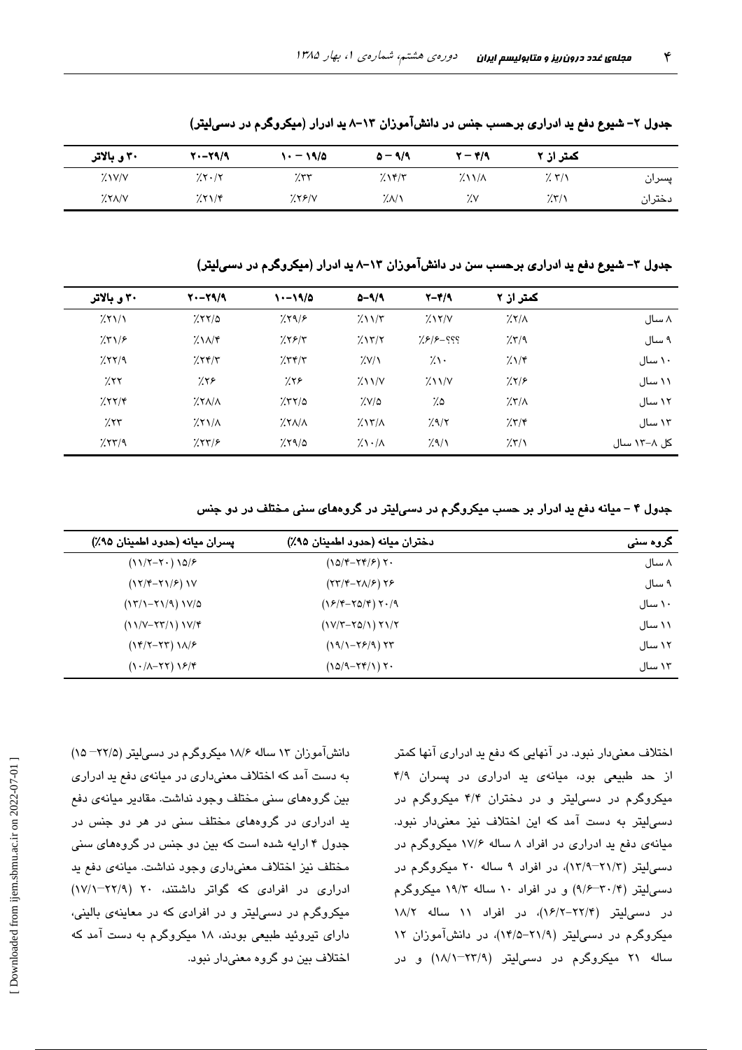**جدول ۲- شیوع دفع ید ادراری برحسب جنس در دانش‌آموزان ۱۳-۸ ید ادرار (میکروگرم در دسی‌لیتر)**

| | کمتر از ۲ | ۲ – ۴/۹ | ۵ – ۹/۹ | ۱۰ – ۱۹/۵ | ۲۰-۲۹/۹ | ۳۰ و بالاتر |
|---|---|---|---|---|---|---|
| پسران | ٪ ۳/۱ | ٪۱۱/۸ | ٪۱۴/۳ | ٪۳۳ | ٪۲۰/۲ | ٪۱۷/۷ |
| دختران | ٪۳/۱ | ٪۷ | ٪۸/۱ | ٪۲۶/۷ | ٪۲۱/۴ | ٪۲۸/۷ |

**جدول ۳- شیوع دفع ید ادراری برحسب سن در دانش‌آموزان ۱۳-۸ ید ادرار (میکروگرم در دسی‌لیتر)**

| | کمتر از ۲ | ۲-۴/۹ | ۵-۹/۹ | ۱۰-۱۹/۵ | ۲۰-۲۹/۹ | ۳۰ و بالاتر |
|---|---|---|---|---|---|---|
| ۸ سال | ٪۲/۸ | ٪۱۲/۷ | ٪۱۱/۳ | ٪۲۹/۶ | ٪۲۲/۵ | ٪۲۱/۱ |
| ۹ سال | ٪۳/۹ | ٪۶/۶-؟؟؟ | ٪۱۳/۲ | ٪۲۶/۳ | ٪۱۸/۴ | ٪۳۱/۶ |
| ۱۰ سال | ٪۱/۴ | ٪۱۰ | ٪۷/۱ | ٪۳۴/۳ | ٪۲۴/۳ | ٪۲۲/۹ |
| ۱۱ سال | ٪۲/۶ | ٪۱۱/۷ | ٪۱۱/۷ | ٪۲۶ | ٪۲۶ | ٪۲۲ |
| ۱۲ سال | ٪۳/۸ | ٪۵ | ٪۷/۵ | ٪۳۲/۵ | ٪۲۸/۸ | ٪۲۲/۴ |
| ۱۳ سال | ٪۳/۴ | ٪۹/۲ | ٪۱۳/۸ | ٪۲۸/۸ | ٪۲۱/۸ | ٪۲۳ |
| کل ۸-۱۳ سال | ٪۳/۱ | ٪۹/۱ | ٪۱۰/۸ | ٪۲۹/۵ | ٪۲۳/۶ | ٪۲۳/۹ |

**جدول ۴ – میانه دفع ید ادرار بر حسب میکروگرم در دسی‌لیتر در گروه‌های سنی مختلف در دو جنس**

| گروه سنی | دختران میانه (حدود اطمینان ۹۵٪) | پسران میانه (حدود اطمینان ۹۵٪) |
|---|---|---|
| ۸ سال | ۲۰ (۲۴/۶-۱۵/۴) | ۱۵/۶ (۲۰-۱۱/۲) |
| ۹ سال | ۲۶ (۲۸/۶-۲۳/۴) | ۱۷ (۲۱/۶-۱۲/۴) |
| ۱۰ سال | ۲۰/۹ (۲۵/۴-۱۶/۴) | ۱۷/۵ (۲۱/۹-۱۳/۱) |
| ۱۱ سال | ۲۱/۲ (۲۵/۱-۱۷/۳) | ۱۷/۴ (۲۳/۱-۱۱/۷) |
| ۱۲ سال | ۲۳ (۲۶/۹-۱۹/۱) | ۱۸/۶ (۲۳-۱۴/۲) |
| ۱۳ سال | ۲۰ (۲۴/۱-۱۵/۹) | ۱۶/۴ (۲۲-۱۰/۸) |

اختلاف معنی‌دار نبود. در آنهایی که دفع ید ادراری آنها کمتر از حد طبیعی بود، میانه‌ی ید ادراری در پسران ۴/۹ میکروگرم در دسی‌لیتر و در دختران ۴/۴ میکروگرم در دسی‌لیتر به دست آمد که این اختلاف نیز معنی‌دار نبود. میانه‌ی دفع ید ادراری در افراد ۸ ساله ۱۷/۶ میکروگرم در دسی‌لیتر (۲۱/۳-۱۳/۹)، در افراد ۹ ساله ۲۰ میکروگرم در دسی‌لیتر (۳۰/۴-۹/۶) و در افراد ۱۰ ساله ۱۹/۳ میکروگرم در دسی‌لیتر (۲۲/۴-۱۶/۲)، در افراد ۱۱ ساله ۱۸/۲ میکروگرم در دسی‌لیتر (۲۱/۹-۱۴/۵)، در دانش‌آموزان ۱۲ ساله ۲۱ میکروگرم در دسی‌لیتر (۲۳/۹-۱۸/۱) و در دانش‌آموزان ۱۳ ساله ۱۸/۶ میکروگرم در دسی‌لیتر (۲۲/۵-۱۵) به دست آمد که اختلاف معنی‌داری در میانه‌ی دفع ید ادراری بین گروه‌های سنی مختلف وجود نداشت. مقادیر میانه‌ی دفع ید ادراری در گروه‌های مختلف سنی در هر دو جنس در جدول ۴ ارایه شده است که بین دو جنس در گروه‌های سنی مختلف نیز اختلاف معنی‌داری وجود نداشت. میانه‌ی دفع ید ادراری در افرادی که گواتر داشتند، ۲۰ (۲۲/۹-۱۷/۱) میکروگرم در دسی‌لیتر و در افرادی که در معاینه‌ی بالینی، دارای تیروئید طبیعی بودند، ۱۸ میکروگرم به دست آمد که اختلاف بین دو گروه معنی‌دار نبود.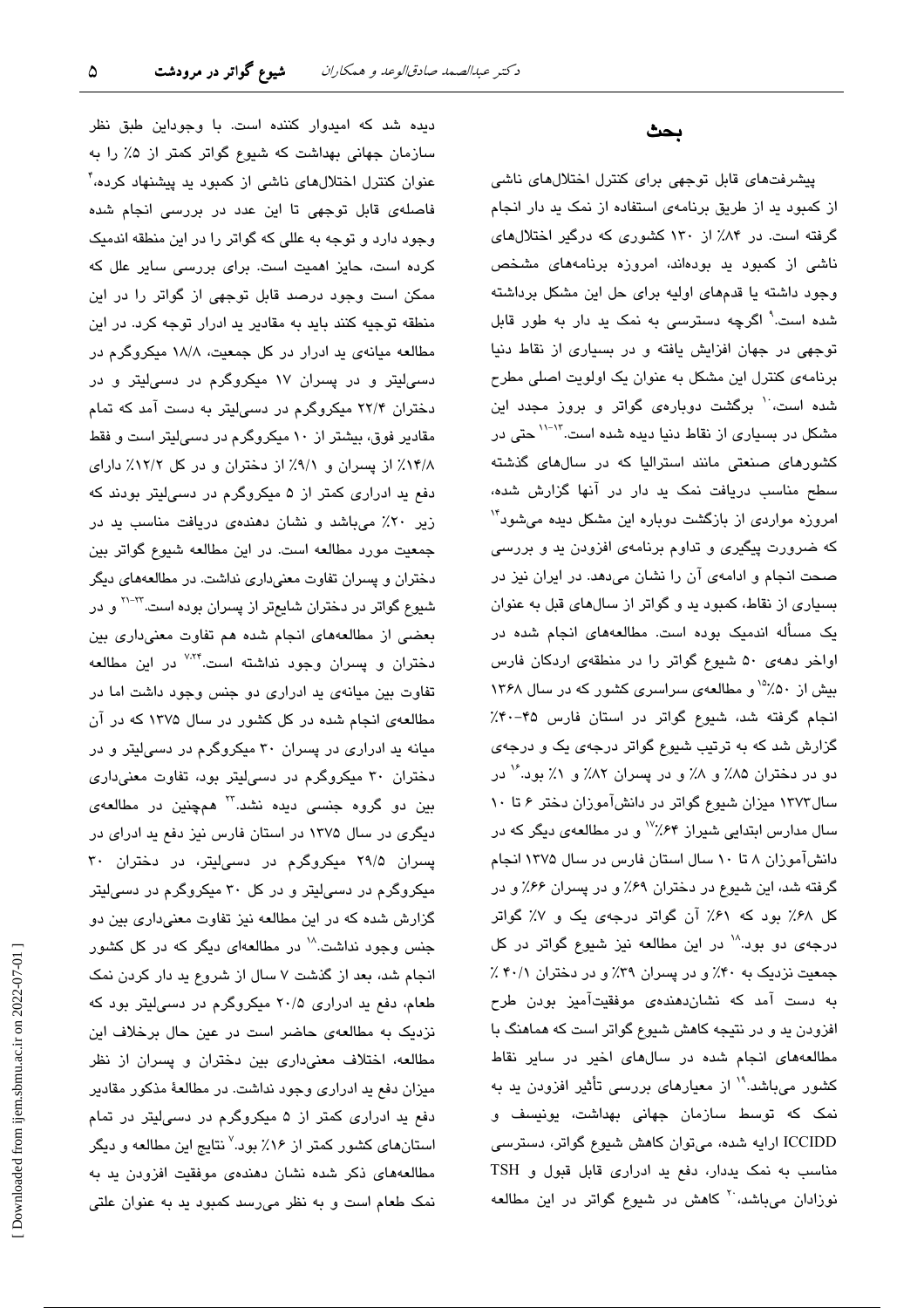## بحث

پیشرفت‌های قابل توجهی برای کنترل اختلال‌های ناشی از کمبود ید از طریق برنامه‌ی استفاده از نمک ید دار انجام گرفته است. در ۸۴٪ از ۱۳۰ کشوری که درگیر اختلال‌های ناشی از کمبود ید بوده‌اند، امروزه برنامه‌های مشخص وجود داشته یا قدم‌های اولیه برای حل این مشکل برداشته شده است.[۹] اگرچه دسترسی به نمک ید دار به طور قابل توجهی در جهان افزایش یافته و در بسیاری از نقاط دنیا برنامه‌ی کنترل این مشکل به عنوان یک اولویت اصلی مطرح شده است،[۱۰] برگشت دوباره‌ی گواتر و بروز مجدد این مشکل در بسیاری از نقاط دنیا دیده شده است.[۱۱-۱۳] حتی در کشورهای صنعتی مانند استرالیا که در سال‌های گذشته سطح مناسب دریافت نمک ید دار در آنها گزارش شده، امروزه مواردی از بازگشت دوباره این مشکل دیده می‌شود[۱۴] که ضرورت پیگیری و تداوم برنامه‌ی افزودن ید و بررسی صحت انجام و ادامه‌ی آن را نشان می‌دهد. در ایران نیز در بسیاری از نقاط، کمبود ید و گواتر از سال‌های قبل به عنوان یک مسأله اندمیک بوده است. مطالعه‌های انجام شده در اواخر دهه‌ی ۵۰ شیوع گواتر را در منطقه‌ی اردکان فارس بیش از ۵۰٪[۱۵] و مطالعه‌ی سراسری کشور که در سال ۱۳۶۸ انجام گرفته شد، شیوع گواتر در استان فارس ۴۵-۴۰٪ گزارش شد که به ترتیب شیوع گواتر درجه‌ی یک و درجه‌ی دو در دختران ۸۵٪ و ۸٪ و در پسران ۸۲٪ و ۱٪ بود.[۱۶] در سال ۱۳۷۳ میزان شیوع گواتر در دانش‌آموزان دختر ۶ تا ۱۰ سال مدارس ابتدایی شیراز ۶۴٪[۱۷] و در مطالعه‌ی دیگر که در دانش‌آموزان ۸ تا ۱۰ سال استان فارس در سال ۱۳۷۵ انجام گرفته شد، این شیوع در دختران ۶۹٪ و در پسران ۶۶٪ و در کل ۶۸٪ بود که ۶۱٪ آن گواتر درجه‌ی یک و ۷٪ گواتر درجه‌ی دو بود.[۱۸] در این مطالعه نیز شیوع گواتر در کل جمعیت نزدیک به ۴۰٪ و در پسران ۳۹٪ و در دختران ۴۰/۱ ٪ به دست آمد که نشان‌دهنده‌ی موفقیت‌آمیز بودن طرح افزودن ید و در نتیجه کاهش شیوع گواتر است که هماهنگ با مطالعه‌های انجام شده در سال‌های اخیر در سایر نقاط کشور می‌باشد.[۱۹] از معیارهای بررسی تأثیر افزودن ید به نمک که توسط سازمان جهانی بهداشت، یونیسف و ICCIDD ارایه شده، می‌توان کاهش شیوع گواتر، دسترسی مناسب به نمک یددار، دفع ید ادراری قابل قبول و TSH نوزادان می‌باشد،[۲۰] کاهش در شیوع گواتر در این مطالعه دیده شد که امیدوار کننده است. با وجوداین طبق نظر سازمان جهانی بهداشت که شیوع گواتر کمتر از ۵٪ را به عنوان کنترل اختلال‌های ناشی از کمبود ید پیشنهاد کرده،[۴] فاصله‌ی قابل توجهی تا این عدد در بررسی انجام شده وجود دارد و توجه به عللی که گواتر را در این منطقه اندمیک کرده است، حایز اهمیت است. برای بررسی سایر علل که ممکن است وجود درصد قابل توجهی از گواتر را در این منطقه توجیه کنند باید به مقادیر ید ادرار توجه کرد. در این مطالعه میانه‌ی ید ادرار در کل جمعیت، ۱۸/۸ میکروگرم در دسی‌لیتر و در پسران ۱۷ میکروگرم در دسی‌لیتر و در دختران ۲۲/۴ میکروگرم در دسی‌لیتر به دست آمد که تمام مقادیر فوق، بیشتر از ۱۰ میکروگرم در دسی‌لیتر است و فقط ۱۴/۸٪ از پسران و ۹/۱٪ از دختران و در کل ۱۲/۲٪ دارای دفع ید ادراری کمتر از ۵ میکروگرم در دسی‌لیتر بودند که زیر ۲۰٪ می‌باشد و نشان دهنده‌ی دریافت مناسب ید در جمعیت مورد مطالعه است. در این مطالعه شیوع گواتر بین دختران و پسران تفاوت معنی‌داری نداشت. در مطالعه‌های دیگر شیوع گواتر در دختران شایع‌تر از پسران بوده است.[۲۱-۲۳] و در بعضی از مطالعه‌های انجام شده هم تفاوت معنی‌داری بین دختران و پسران وجود نداشته است.[۷،۲۴] در این مطالعه تفاوت بین میانه‌ی ید ادراری دو جنس وجود داشت اما در مطالعه‌ی انجام شده در کل کشور در سال ۱۳۷۵ که در آن میانه ید ادراری در پسران ۳۰ میکروگرم در دسی‌لیتر و در دختران ۳۰ میکروگرم در دسی‌لیتر بود، تفاوت معنی‌داری بین دو گروه جنسی دیده نشد.[۲۳] همچنین در مطالعه‌ی دیگری در سال ۱۳۷۵ در استان فارس نیز دفع ید ادرای در پسران ۲۹/۵ میکروگرم در دسی‌لیتر، در دختران ۳۰ میکروگرم در دسی‌لیتر و در کل ۳۰ میکروگرم در دسی‌لیتر گزارش شده که در این مطالعه نیز تفاوت معنی‌داری بین دو جنس وجود نداشت.[۱۸] در مطالعه‌ای دیگر که در کل کشور انجام شد، بعد از گذشت ۷ سال از شروع ید دار کردن نمک طعام، دفع ید ادراری ۲۰/۵ میکروگرم در دسی‌لیتر بود که نزدیک به مطالعه‌ی حاضر است در عین حال برخلاف این مطالعه، اختلاف معنی‌داری بین دختران و پسران از نظر میزان دفع ید ادراری وجود نداشت. در مطالعهٔ مذکور مقادیر دفع ید ادراری کمتر از ۵ میکروگرم در دسی‌لیتر در تمام استان‌های کشور کمتر از ۱۶٪ بود.[۷] نتایج این مطالعه و دیگر مطالعه‌های ذکر شده نشان دهنده‌ی موفقیت افزودن ید به نمک طعام است و به نظر می‌رسد کمبود ید به عنوان علتی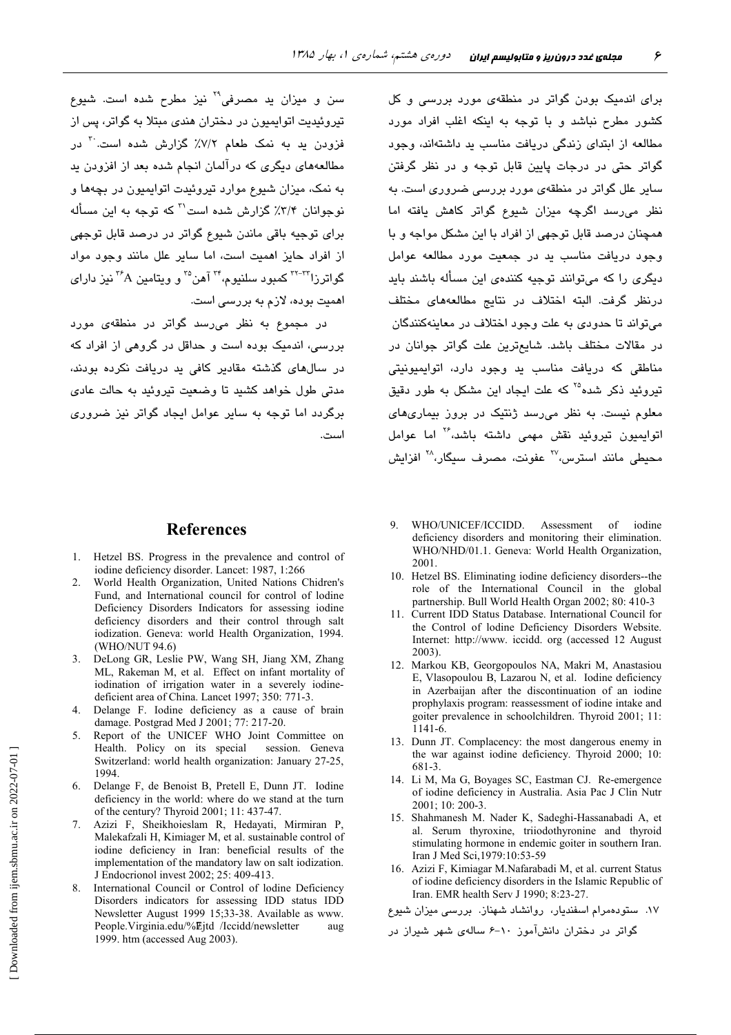برای اندمیک بودن گواتر در منطقه‌ی مورد بررسی و کل کشور مطرح نباشد و با توجه به اینکه اغلب افراد مورد مطالعه از ابتدای زندگی دریافت مناسب ید داشته‌اند، وجود گواتر حتی در درجات پایین قابل توجه و در نظر گرفتن سایر علل گواتر در منطقه‌ی مورد بررسی ضروری است. به نظر می‌رسد اگرچه میزان شیوع گواتر کاهش یافته اما همچنان درصد قابل توجهی از افراد با این مشکل مواجه و با وجود دریافت مناسب ید در جمعیت مورد مطالعه عوامل دیگری را که می‌توانند توجیه کننده‌ی این مسأله باشند باید درنظر گرفت. البته اختلاف در نتایج مطالعه‌های مختلف می‌تواند تا حدودی به علت وجود اختلاف در معاینه‌کنندگان در مقالات مختلف باشد. شایع‌ترین علت گواتر جوانان در مناطقی که دریافت مناسب ید وجود دارد، اتوایمیونیتی تیروئید ذکر شده[25] که علت ایجاد این مشکل به طور دقیق معلوم نیست. به نظر می‌رسد ژنتیک در بروز بیماری‌های اتوایمیون تیروئید نقش مهمی داشته باشد،[26] اما عوامل محیطی مانند استرس،[27] عفونت، مصرف سیگار،[28] افزایش سن و میزان ید مصرفی[29] نیز مطرح شده است. شیوع تیروئیدیت اتوایمیون در دختران هندی مبتلا به گواتر، پس از فزودن ید به نمک طعام ۷/۲٪ گزارش شده است.[30] در مطالعه‌های دیگری که درآلمان انجام شده بعد از افزودن ید به نمک، میزان شیوع موارد تیروئیدت اتوایمیون در بچه‌ها و نوجوانان ۳/۴٪ گزارش شده است[31] که توجه به این مسأله برای توجیه باقی ماندن شیوع گواتر در درصد قابل توجهی از افراد حایز اهمیت است، اما سایر علل مانند وجود مواد گواترزا[32-33] کمبود سلنیوم،[34] آهن[35] و ویتامین A[36] نیز دارای اهمیت بوده، لازم به بررسی است.

در مجموع به نظر می‌رسد گواتر در منطقه‌ی مورد بررسی، اندمیک بوده است و حداقل در گروهی از افراد که در سال‌های گذشته مقادیر کافی ید دریافت نکرده بودند، مدتی طول خواهد کشید تا وضعیت تیروئید به حالت عادی برگردد اما توجه به سایر عوامل ایجاد گواتر نیز ضروری است.

## References

1. Hetzel BS. Progress in the prevalence and control of iodine deficiency disorder. Lancet: 1987, 1:266
2. World Health Organization, United Nations Chidren's Fund, and International council for control of Iodine Deficiency Disorders Indicators for assessing iodine deficiency disorders and their control through salt iodization. Geneva: world Health Organization, 1994. (WHO/NUT 94.6)
3. DeLong GR, Leslie PW, Wang SH, Jiang XM, Zhang ML, Rakeman M, et al. Effect on infant mortality of iodination of irrigation water in a severely iodine-deficient area of China. Lancet 1997; 350: 771-3.
4. Delange F. Iodine deficiency as a cause of brain damage. Postgrad Med J 2001; 77: 217-20.
5. Report of the UNICEF WHO Joint Committee on Health. Policy on its special session. Geneva Switzerland: world health organization: January 27-25, 1994.
6. Delange F, de Benoist B, Pretell E, Dunn JT. Iodine deficiency in the world: where do we stand at the turn of the century? Thyroid 2001; 11: 437-47.
7. Azizi F, Sheikhoieslam R, Hedayati, Mirmiran P, Malekafzali H, Kimiager M, et al. sustainable control of iodine deficiency in Iran: beneficial results of the implementation of the mandatory law on salt iodization. J Endocrionol invest 2002; 25: 409-413.
8. International Council or Control of Iodine Deficiency Disorders indicators for assessing IDD status IDD Newsletter August 1999 15;33-38. Available as www. People.Virginia.edu/%Ejtd /Iccidd/newsletter aug 1999. htm (accessed Aug 2003).
9. WHO/UNICEF/ICCIDD. Assessment of iodine deficiency disorders and monitoring their elimination. WHO/NHD/01.1. Geneva: World Health Organization, 2001.
10. Hetzel BS. Eliminating iodine deficiency disorders--the role of the International Council in the global partnership. Bull World Health Organ 2002; 80: 410-3
11. Current IDD Status Database. International Council for the Control of Iodine Deficiency Disorders Website. Internet: http://www. iccidd. org (accessed 12 August 2003).
12. Markou KB, Georgopoulos NA, Makri M, Anastasiou E, Vlasopoulou B, Lazarou N, et al. Iodine deficiency in Azerbaijan after the discontinuation of an iodine prophylaxis program: reassessment of iodine intake and goiter prevalence in schoolchildren. Thyroid 2001; 11: 1141-6.
13. Dunn JT. Complacency: the most dangerous enemy in the war against iodine deficiency. Thyroid 2000; 10: 681-3.
14. Li M, Ma G, Boyages SC, Eastman CJ. Re-emergence of iodine deficiency in Australia. Asia Pac J Clin Nutr 2001; 10: 200-3.
15. Shahmanesh M. Nader K, Sadeghi-Hassanabadi A, et al. Serum thyroxine, triiodothyronine and thyroid stimulating hormone in endemic goiter in southern Iran. Iran J Med Sci,1979:10:53-59
16. Azizi F, Kimiagar M.Nafarabadi M, et al. current Status of iodine deficiency disorders in the Islamic Republic of Iran. EMR health Serv J 1990; 8:23-27.
17. ستوده‌مرام اسفندیار، روانشاد شهناز. بررسی میزان شیوع گواتر در دختران دانش‌آموز ۱۰-۶ ساله‌ی شهر شیراز در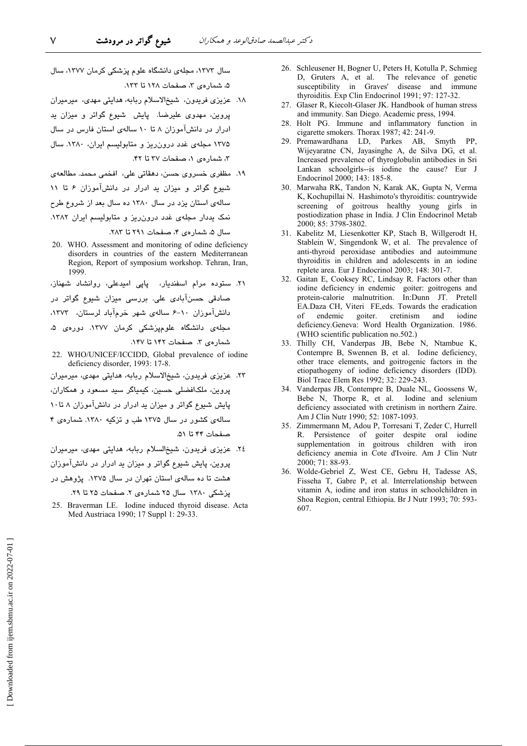سال ۱۳۷۳، مجله‌ی دانشگاه علوم پزشکی کرمان ۱۳۷۷، سال ۵، شماره‌ی ۳، صفحات ۱۲۸ تا ۱۳۳.

۱۸. عزیزی فریدون، شیخ‌الاسلام ربابه، هدایتی مهدی، میرمیران پروین، مهدوی علیرضا. پایش شیوع گواتر و میزان ید ادرار در دانش‌آموزان ۸ تا ۱۰ ساله‌ی استان فارس در سال ۱۳۷۵ مجله‌ی غدد درون‌ریز و متابولیسم ایران، ۱۳۸۰. سال ۳، شماره‌ی ۱، صفحات ۳۷ تا ۴۲.

۱۹. مظفری خسروی حسن، دهقانی علی، افخمی محمد. مطالعه‌ی شیوع گواتر و میزان ید ادرار در دانش‌آموزان ۶ تا ۱۱ ساله‌ی استان یزد در سال ۱۳۸۰ ده سال بعد از شروع طرح نمک یددار مجله‌ی غدد درون‌ریز و متابولیسم ایران ۱۳۸۲. سال ۵، شماره‌ی ۴، صفحات ۲۹۱ تا ۲۸۳.

20. WHO. Assessment and monitoring of odine deficiency disorders in countries of the eastern Mediterranean Region, Report of symposium workshop. Tehran, Iran, 1999.

۲۱. ستوده مرام اسفندیار، پاپی امیدعلی، روانشاد شهناز، صادقی حسن‌آبادی علی. بررسی میزان شیوع گواتر در دانش‌آموزان ۱۰-۶ ساله‌ی شهر خرم‌آباد لرستان، ۱۳۷۳، مجله‌ی دانشگاه علوم‌پزشکی کرمان ۱۳۷۷. دوره‌ی ۵، شماره‌ی ۳. صفحات ۱۴۲ تا ۱۴۷.

22. WHO/UNICEF/ICCIDD, Global prevalence of iodine deficiency disorder, 1993: 17-8.

۲۳. عزیزی فریدون، شیخ‌الاسلام ربابه، هدایتی مهدی، میرمیران پروین، ملک‌افضلی حسین، کیمیاگر سید مسعود و همکاران، پایش شیوع گواتر و میزان ید ادرار در دانش‌آموزان ۸ تا ۱۰ ساله‌ی کشور در سال ۱۳۷۵ طب و تزکیه ۱۳۸۰. شماره‌ی ۴ صفحات ۴۴ تا ۵۱.

۲٤. عزیزی فریدون، شیخ‌السلام ربابه، هدایتی مهدی، میرمیران پروین، پایش شیوع گواتر و میزان ید ادرار در دانش‌آموزان هشت تا ده ساله‌ی استان تهران در سال ۱۳۷۵. پژوهش در پزشکی ۱۳۸۰ سال ۲۵ شماره‌ی ۲. صفحات ۲۵ تا ۲۹.

25. Braverman LE. Iodine induced thyroid disease. Acta Med Austriaca 1990; 17 Suppl 1: 29-33.

26. Schleusener H, Bogner U, Peters H, Kotulla P, Schmieg D, Gruters A, et al. The relevance of genetic susceptibility in Graves' disease and immune thyroiditis. Exp Clin Endocrinol 1991; 97: 127-32.

27. Glaser R, Kiecolt-Glaser JK. Handbook of human stress and immunity. San Diego. Academic press, 1994.

28. Holt PG. Immune and inflammatory function in cigarette smokers. Thorax 1987; 42: 241-9.

29. Premawardhana LD, Parkes AB, Smyth PP, Wijeyaratne CN, Jayasinghe A, de Silva DG, et al. Increased prevalence of thyroglobulin antibodies in Sri Lankan schoolgirls--is iodine the cause? Eur J Endocrinol 2000; 143: 185-8.

30. Marwaha RK, Tandon N, Karak AK, Gupta N, Verma K, Kochupillai N. Hashimoto's thyroiditis: countrywide screening of goitrous healthy young girls in postiodization phase in India. J Clin Endocrinol Metab 2000; 85: 3798-3802.

31. Kabelitz M, Liesenkotter KP, Stach B, Willgerodt H, Stablein W, Singendonk W, et al. The prevalence of anti-thyroid peroxidase antibodies and autoimmune thyroiditis in children and adolescents in an iodine replete area. Eur J Endocrinol 2003; 148: 301-7.

32. Gaitan E, Cooksey RC, Lindsay R. Factors other than iodine deficiency in endemic goiter: goitrogens and protein-calorie malnutrition. In:Dunn JT. Pretell EA.Daza CH, Viteri FE,eds. Towards the eradication of endemic goiter. cretinism and iodine deficiency.Geneva: Word Health Organization. 1986. (WHO scientific publication no.502.)

33. Thilly CH, Vanderpas JB, Bebe N, Ntambue K, Contempre B, Swennen B, et al. Iodine deficiency, other trace elements, and goitrogenic factors in the etiopathogeny of iodine deficiency disorders (IDD). Biol Trace Elem Res 1992; 32: 229-243.

34. Vanderpas JB, Contempre B, Duale NL, Goossens W, Bebe N, Thorpe R, et al. Iodine and selenium deficiency associated with cretinism in northern Zaire. Am J Clin Nutr 1990; 52: 1087-1093.

35. Zimmermann M, Adou P, Torresani T, Zeder C, Hurrell R. Persistence of goiter despite oral iodine supplementation in goitrous children with iron deficiency anemia in Cote d'Ivoire. Am J Clin Nutr 2000; 71: 88-93.

36. Wolde-Gebriel Z, West CE, Gebru H, Tadesse AS, Fisseha T, Gabre P, et al. Interrelationship between vitamin A, iodine and iron status in schoolchildren in Shoa Region, central Ethiopia. Br J Nutr 1993; 70: 593-607.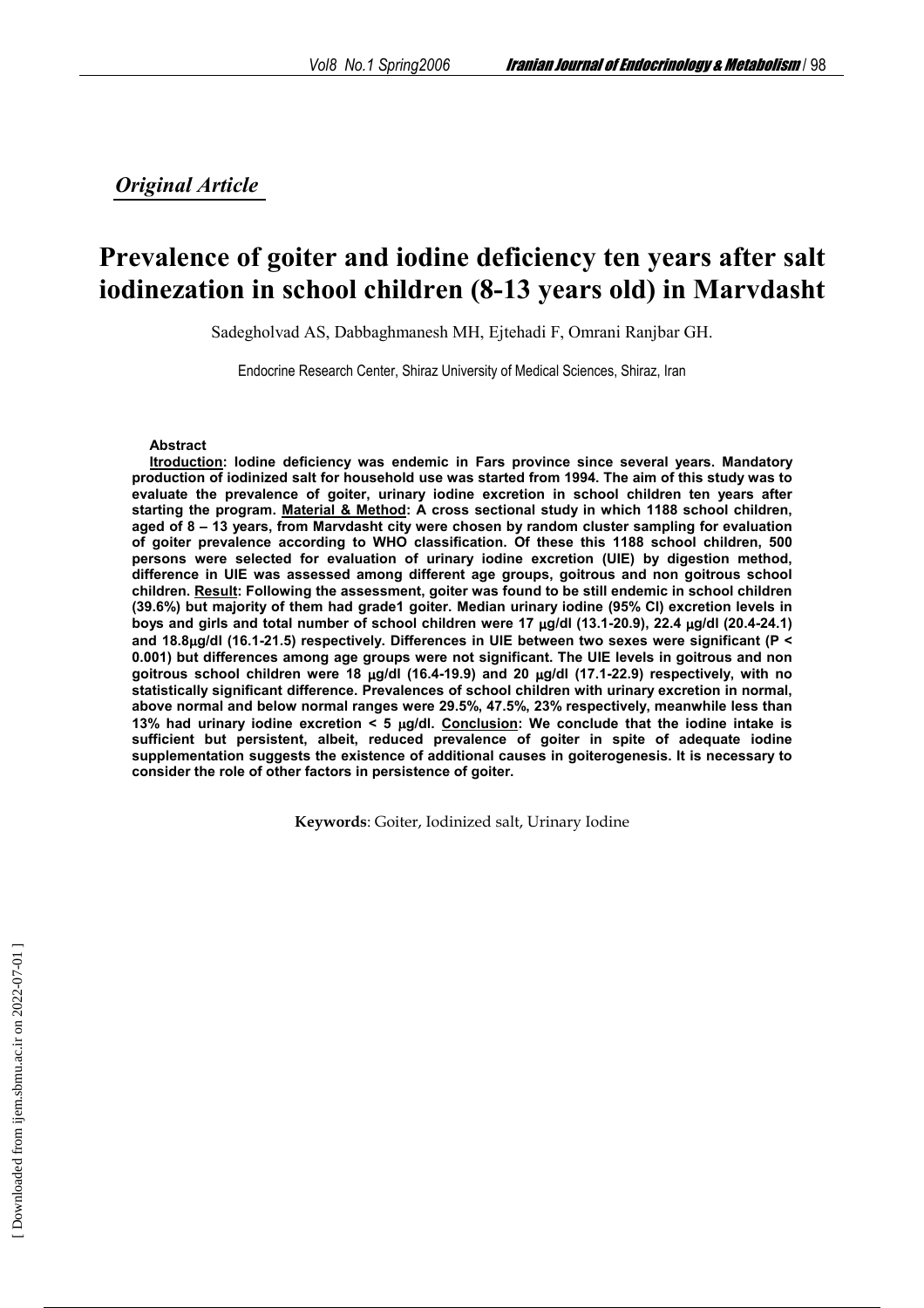*Original Article*

# Prevalence of goiter and iodine deficiency ten years after salt iodinezation in school children (8-13 years old) in Marvdasht

Sadegholvad AS, Dabbaghmanesh MH, Ejtehadi F, Omrani Ranjbar GH.

Endocrine Research Center, Shiraz University of Medical Sciences, Shiraz, Iran

**Abstract**

**Itroduction: Iodine deficiency was endemic in Fars province since several years. Mandatory production of iodinized salt for household use was started from 1994. The aim of this study was to evaluate the prevalence of goiter, urinary iodine excretion in school children ten years after starting the program. Material & Method: A cross sectional study in which 1188 school children, aged of 8 – 13 years, from Marvdasht city were chosen by random cluster sampling for evaluation of goiter prevalence according to WHO classification. Of these this 1188 school children, 500 persons were selected for evaluation of urinary iodine excretion (UIE) by digestion method, difference in UIE was assessed among different age groups, goitrous and non goitrous school children. Result: Following the assessment, goiter was found to be still endemic in school children (39.6%) but majority of them had grade1 goiter. Median urinary iodine (95% CI) excretion levels in boys and girls and total number of school children were 17 μg/dl (13.1-20.9), 22.4 μg/dl (20.4-24.1) and 18.8μg/dl (16.1-21.5) respectively. Differences in UIE between two sexes were significant ($P < 0.001$) but differences among age groups were not significant. The UIE levels in goitrous and non goitrous school children were 18 μg/dl (16.4-19.9) and 20 μg/dl (17.1-22.9) respectively, with no statistically significant difference. Prevalences of school children with urinary excretion in normal, above normal and below normal ranges were 29.5%, 47.5%, 23% respectively, meanwhile less than 13% had urinary iodine excretion < 5 μg/dl. Conclusion: We conclude that the iodine intake is sufficient but persistent, albeit, reduced prevalence of goiter in spite of adequate iodine supplementation suggests the existence of additional causes in goiterogenesis. It is necessary to consider the role of other factors in persistence of goiter.**

**Keywords**: Goiter, Iodinized salt, Urinary Iodine